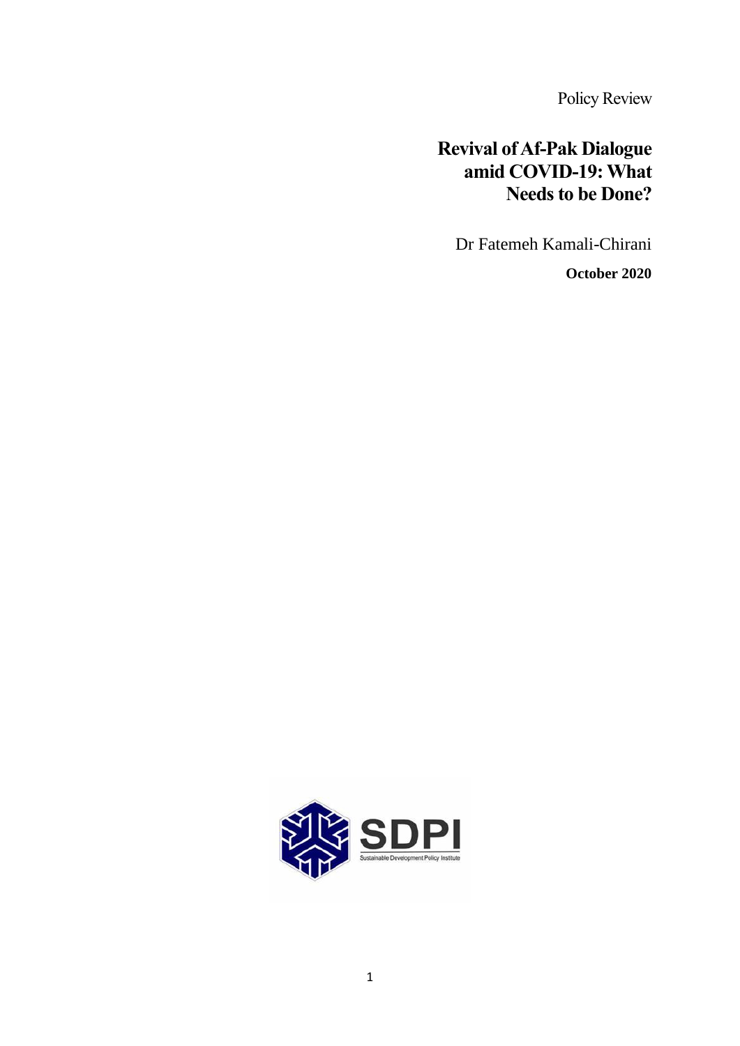Policy Review

# Revival of Af-Pak Dialogue amid COVID-19: What Needs to be Done?

Dr Fatemeh Kamali-Chirani

**October 2020**

SDPI
Sustainable Development Policy Institute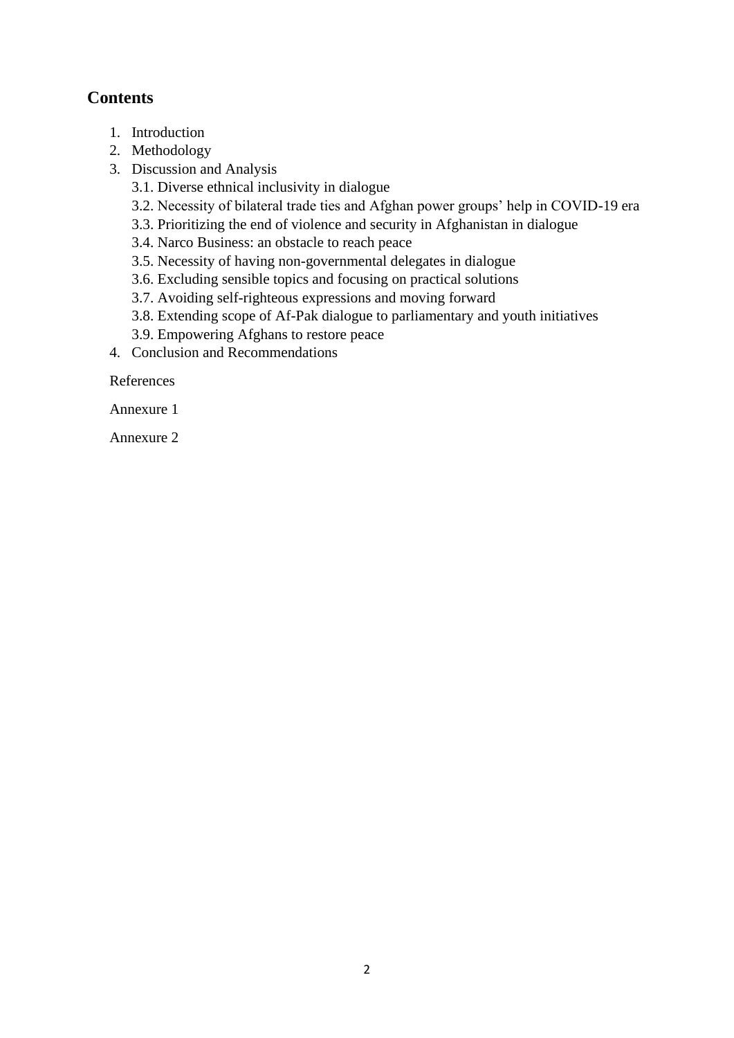## Contents

1. Introduction
2. Methodology
3. Discussion and Analysis
   - 3.1. Diverse ethnical inclusivity in dialogue
   - 3.2. Necessity of bilateral trade ties and Afghan power groups' help in COVID-19 era
   - 3.3. Prioritizing the end of violence and security in Afghanistan in dialogue
   - 3.4. Narco Business: an obstacle to reach peace
   - 3.5. Necessity of having non-governmental delegates in dialogue
   - 3.6. Excluding sensible topics and focusing on practical solutions
   - 3.7. Avoiding self-righteous expressions and moving forward
   - 3.8. Extending scope of Af-Pak dialogue to parliamentary and youth initiatives
   - 3.9. Empowering Afghans to restore peace
4. Conclusion and Recommendations

References

Annexure 1

Annexure 2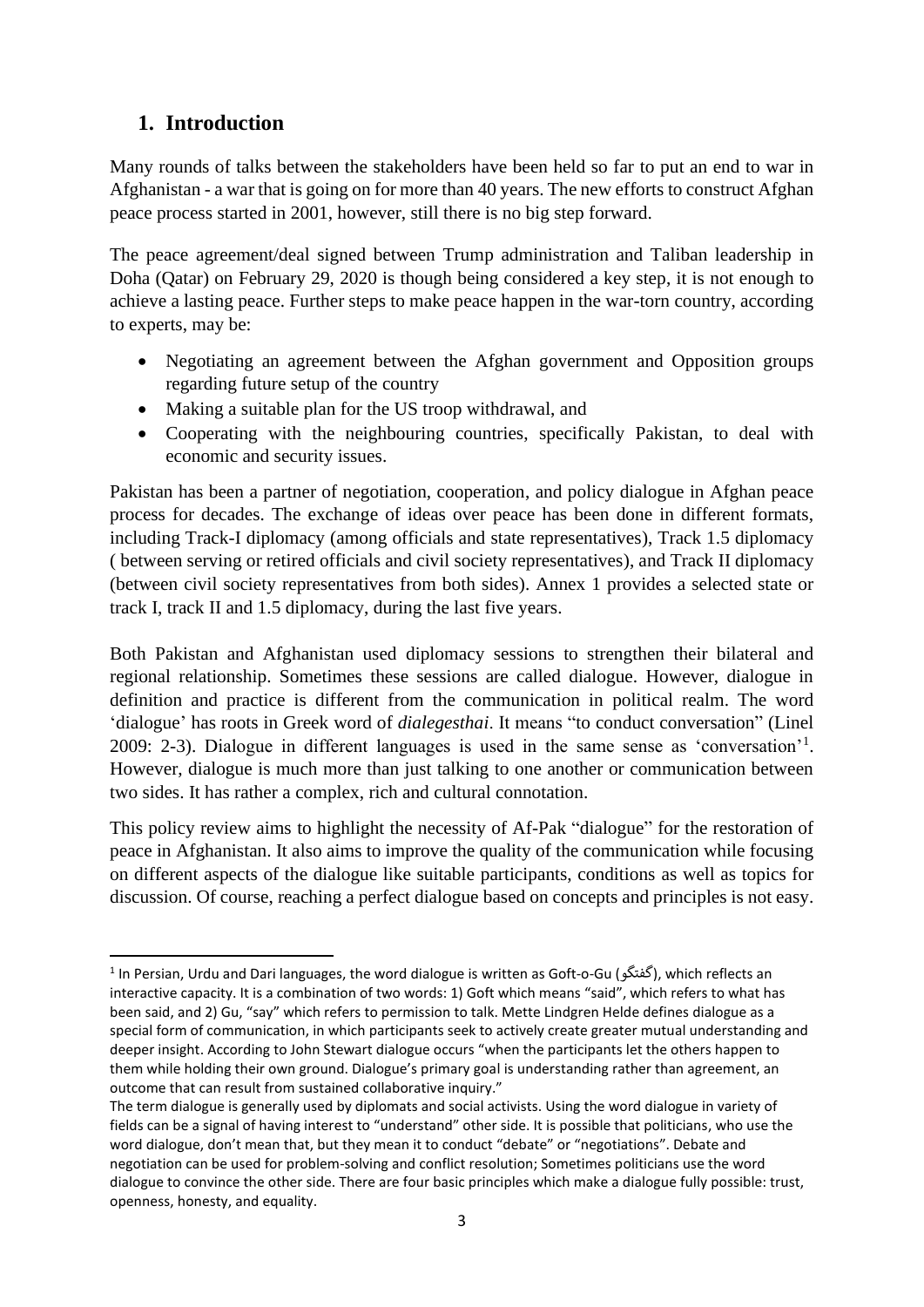## 1. Introduction

Many rounds of talks between the stakeholders have been held so far to put an end to war in Afghanistan - a war that is going on for more than 40 years. The new efforts to construct Afghan peace process started in 2001, however, still there is no big step forward.

The peace agreement/deal signed between Trump administration and Taliban leadership in Doha (Qatar) on February 29, 2020 is though being considered a key step, it is not enough to achieve a lasting peace. Further steps to make peace happen in the war-torn country, according to experts, may be:

- Negotiating an agreement between the Afghan government and Opposition groups regarding future setup of the country
- Making a suitable plan for the US troop withdrawal, and
- Cooperating with the neighbouring countries, specifically Pakistan, to deal with economic and security issues.

Pakistan has been a partner of negotiation, cooperation, and policy dialogue in Afghan peace process for decades. The exchange of ideas over peace has been done in different formats, including Track-I diplomacy (among officials and state representatives), Track 1.5 diplomacy ( between serving or retired officials and civil society representatives), and Track II diplomacy (between civil society representatives from both sides). Annex 1 provides a selected state or track I, track II and 1.5 diplomacy, during the last five years.

Both Pakistan and Afghanistan used diplomacy sessions to strengthen their bilateral and regional relationship. Sometimes these sessions are called dialogue. However, dialogue in definition and practice is different from the communication in political realm. The word 'dialogue' has roots in Greek word of *dialegesthai*. It means "to conduct conversation" (Linel 2009: 2-3). Dialogue in different languages is used in the same sense as 'conversation'[1]. However, dialogue is much more than just talking to one another or communication between two sides. It has rather a complex, rich and cultural connotation.

This policy review aims to highlight the necessity of Af-Pak "dialogue" for the restoration of peace in Afghanistan. It also aims to improve the quality of the communication while focusing on different aspects of the dialogue like suitable participants, conditions as well as topics for discussion. Of course, reaching a perfect dialogue based on concepts and principles is not easy.

---

[1] In Persian, Urdu and Dari languages, the word dialogue is written as Goft-o-Gu (گفتگو), which reflects an interactive capacity. It is a combination of two words: 1) Goft which means "said", which refers to what has been said, and 2) Gu, "say" which refers to permission to talk. Mette Lindgren Helde defines dialogue as a special form of communication, in which participants seek to actively create greater mutual understanding and deeper insight. According to John Stewart dialogue occurs "when the participants let the others happen to them while holding their own ground. Dialogue's primary goal is understanding rather than agreement, an outcome that can result from sustained collaborative inquiry."

The term dialogue is generally used by diplomats and social activists. Using the word dialogue in variety of fields can be a signal of having interest to "understand" other side. It is possible that politicians, who use the word dialogue, don't mean that, but they mean it to conduct "debate" or "negotiations". Debate and negotiation can be used for problem-solving and conflict resolution; Sometimes politicians use the word dialogue to convince the other side. There are four basic principles which make a dialogue fully possible: trust, openness, honesty, and equality.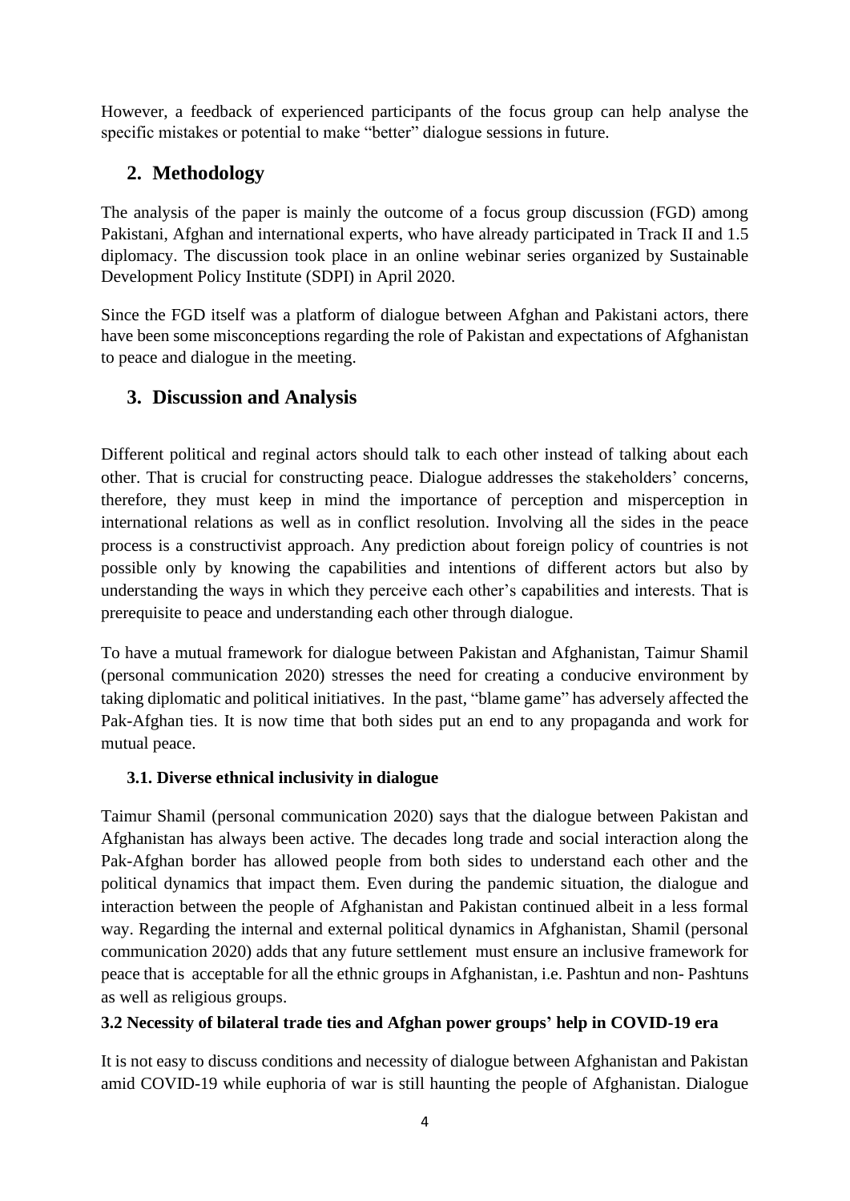However, a feedback of experienced participants of the focus group can help analyse the specific mistakes or potential to make "better" dialogue sessions in future.

## 2. Methodology

The analysis of the paper is mainly the outcome of a focus group discussion (FGD) among Pakistani, Afghan and international experts, who have already participated in Track II and 1.5 diplomacy. The discussion took place in an online webinar series organized by Sustainable Development Policy Institute (SDPI) in April 2020.

Since the FGD itself was a platform of dialogue between Afghan and Pakistani actors, there have been some misconceptions regarding the role of Pakistan and expectations of Afghanistan to peace and dialogue in the meeting.

## 3. Discussion and Analysis

Different political and reginal actors should talk to each other instead of talking about each other. That is crucial for constructing peace. Dialogue addresses the stakeholders' concerns, therefore, they must keep in mind the importance of perception and misperception in international relations as well as in conflict resolution. Involving all the sides in the peace process is a constructivist approach. Any prediction about foreign policy of countries is not possible only by knowing the capabilities and intentions of different actors but also by understanding the ways in which they perceive each other's capabilities and interests. That is prerequisite to peace and understanding each other through dialogue.

To have a mutual framework for dialogue between Pakistan and Afghanistan, Taimur Shamil (personal communication 2020) stresses the need for creating a conducive environment by taking diplomatic and political initiatives. In the past, "blame game" has adversely affected the Pak-Afghan ties. It is now time that both sides put an end to any propaganda and work for mutual peace.

### 3.1. Diverse ethnical inclusivity in dialogue

Taimur Shamil (personal communication 2020) says that the dialogue between Pakistan and Afghanistan has always been active. The decades long trade and social interaction along the Pak-Afghan border has allowed people from both sides to understand each other and the political dynamics that impact them. Even during the pandemic situation, the dialogue and interaction between the people of Afghanistan and Pakistan continued albeit in a less formal way. Regarding the internal and external political dynamics in Afghanistan, Shamil (personal communication 2020) adds that any future settlement must ensure an inclusive framework for peace that is acceptable for all the ethnic groups in Afghanistan, i.e. Pashtun and non- Pashtuns as well as religious groups.

### 3.2 Necessity of bilateral trade ties and Afghan power groups' help in COVID-19 era

It is not easy to discuss conditions and necessity of dialogue between Afghanistan and Pakistan amid COVID-19 while euphoria of war is still haunting the people of Afghanistan. Dialogue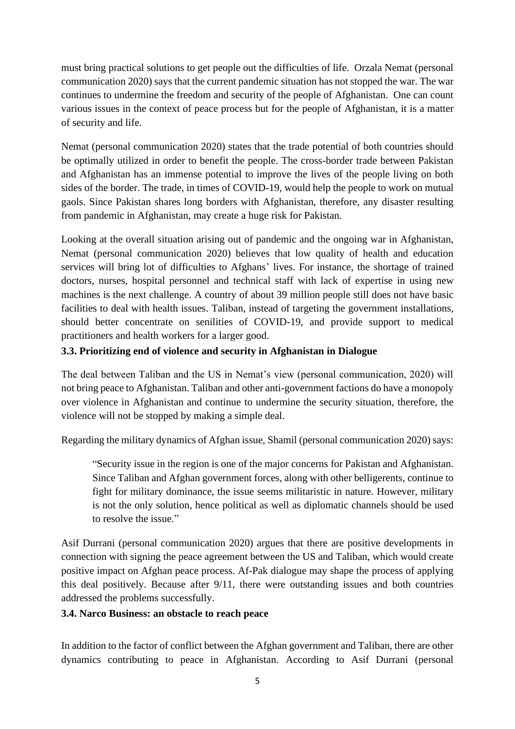must bring practical solutions to get people out the difficulties of life. Orzala Nemat (personal communication 2020) says that the current pandemic situation has not stopped the war. The war continues to undermine the freedom and security of the people of Afghanistan. One can count various issues in the context of peace process but for the people of Afghanistan, it is a matter of security and life.

Nemat (personal communication 2020) states that the trade potential of both countries should be optimally utilized in order to benefit the people. The cross-border trade between Pakistan and Afghanistan has an immense potential to improve the lives of the people living on both sides of the border. The trade, in times of COVID-19, would help the people to work on mutual gaols. Since Pakistan shares long borders with Afghanistan, therefore, any disaster resulting from pandemic in Afghanistan, may create a huge risk for Pakistan.

Looking at the overall situation arising out of pandemic and the ongoing war in Afghanistan, Nemat (personal communication 2020) believes that low quality of health and education services will bring lot of difficulties to Afghans' lives. For instance, the shortage of trained doctors, nurses, hospital personnel and technical staff with lack of expertise in using new machines is the next challenge. A country of about 39 million people still does not have basic facilities to deal with health issues. Taliban, instead of targeting the government installations, should better concentrate on senilities of COVID-19, and provide support to medical practitioners and health workers for a larger good.

### 3.3. Prioritizing end of violence and security in Afghanistan in Dialogue

The deal between Taliban and the US in Nemat's view (personal communication, 2020) will not bring peace to Afghanistan. Taliban and other anti-government factions do have a monopoly over violence in Afghanistan and continue to undermine the security situation, therefore, the violence will not be stopped by making a simple deal.

Regarding the military dynamics of Afghan issue, Shamil (personal communication 2020) says:

> "Security issue in the region is one of the major concerns for Pakistan and Afghanistan. Since Taliban and Afghan government forces, along with other belligerents, continue to fight for military dominance, the issue seems militaristic in nature. However, military is not the only solution, hence political as well as diplomatic channels should be used to resolve the issue."

Asif Durrani (personal communication 2020) argues that there are positive developments in connection with signing the peace agreement between the US and Taliban, which would create positive impact on Afghan peace process. Af-Pak dialogue may shape the process of applying this deal positively. Because after 9/11, there were outstanding issues and both countries addressed the problems successfully.

### 3.4. Narco Business: an obstacle to reach peace

In addition to the factor of conflict between the Afghan government and Taliban, there are other dynamics contributing to peace in Afghanistan. According to Asif Durrani (personal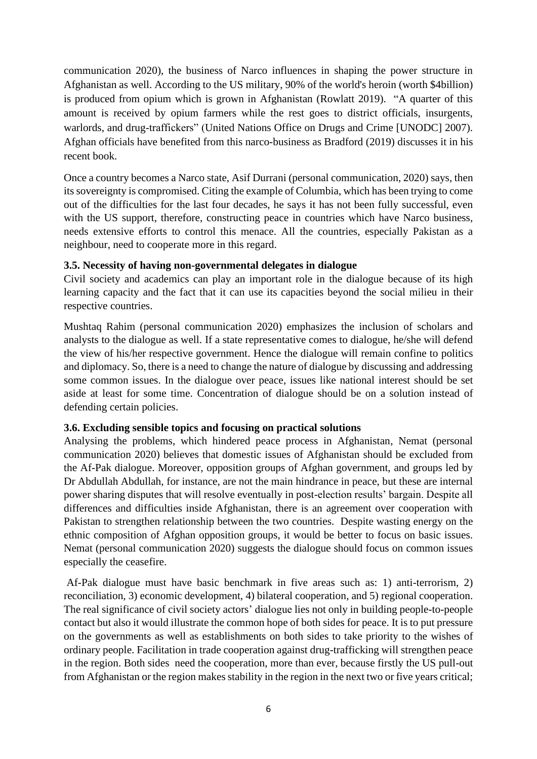communication 2020), the business of Narco influences in shaping the power structure in Afghanistan as well. According to the US military, 90% of the world's heroin (worth $4billion) is produced from opium which is grown in Afghanistan (Rowlatt 2019). "A quarter of this amount is received by opium farmers while the rest goes to district officials, insurgents, warlords, and drug-traffickers" (United Nations Office on Drugs and Crime [UNODC] 2007). Afghan officials have benefited from this narco-business as Bradford (2019) discusses it in his recent book.

Once a country becomes a Narco state, Asif Durrani (personal communication, 2020) says, then its sovereignty is compromised. Citing the example of Columbia, which has been trying to come out of the difficulties for the last four decades, he says it has not been fully successful, even with the US support, therefore, constructing peace in countries which have Narco business, needs extensive efforts to control this menace. All the countries, especially Pakistan as a neighbour, need to cooperate more in this regard.

### 3.5. Necessity of having non-governmental delegates in dialogue

Civil society and academics can play an important role in the dialogue because of its high learning capacity and the fact that it can use its capacities beyond the social milieu in their respective countries.

Mushtaq Rahim (personal communication 2020) emphasizes the inclusion of scholars and analysts to the dialogue as well. If a state representative comes to dialogue, he/she will defend the view of his/her respective government. Hence the dialogue will remain confine to politics and diplomacy. So, there is a need to change the nature of dialogue by discussing and addressing some common issues. In the dialogue over peace, issues like national interest should be set aside at least for some time. Concentration of dialogue should be on a solution instead of defending certain policies.

### 3.6. Excluding sensible topics and focusing on practical solutions

Analysing the problems, which hindered peace process in Afghanistan, Nemat (personal communication 2020) believes that domestic issues of Afghanistan should be excluded from the Af-Pak dialogue. Moreover, opposition groups of Afghan government, and groups led by Dr Abdullah Abdullah, for instance, are not the main hindrance in peace, but these are internal power sharing disputes that will resolve eventually in post-election results' bargain. Despite all differences and difficulties inside Afghanistan, there is an agreement over cooperation with Pakistan to strengthen relationship between the two countries. Despite wasting energy on the ethnic composition of Afghan opposition groups, it would be better to focus on basic issues. Nemat (personal communication 2020) suggests the dialogue should focus on common issues especially the ceasefire.

Af-Pak dialogue must have basic benchmark in five areas such as: 1) anti-terrorism, 2) reconciliation, 3) economic development, 4) bilateral cooperation, and 5) regional cooperation. The real significance of civil society actors' dialogue lies not only in building people-to-people contact but also it would illustrate the common hope of both sides for peace. It is to put pressure on the governments as well as establishments on both sides to take priority to the wishes of ordinary people. Facilitation in trade cooperation against drug-trafficking will strengthen peace in the region. Both sides need the cooperation, more than ever, because firstly the US pull-out from Afghanistan or the region makes stability in the region in the next two or five years critical;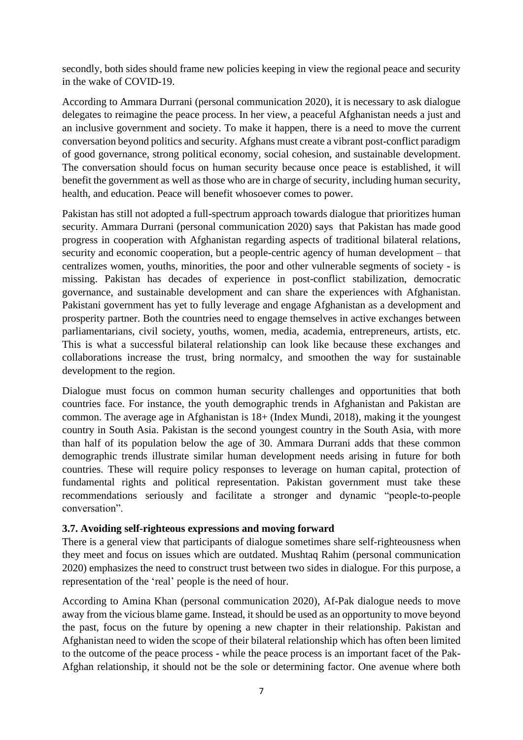secondly, both sides should frame new policies keeping in view the regional peace and security in the wake of COVID-19.

According to Ammara Durrani (personal communication 2020), it is necessary to ask dialogue delegates to reimagine the peace process. In her view, a peaceful Afghanistan needs a just and an inclusive government and society. To make it happen, there is a need to move the current conversation beyond politics and security. Afghans must create a vibrant post-conflict paradigm of good governance, strong political economy, social cohesion, and sustainable development. The conversation should focus on human security because once peace is established, it will benefit the government as well as those who are in charge of security, including human security, health, and education. Peace will benefit whosoever comes to power.

Pakistan has still not adopted a full-spectrum approach towards dialogue that prioritizes human security. Ammara Durrani (personal communication 2020) says that Pakistan has made good progress in cooperation with Afghanistan regarding aspects of traditional bilateral relations, security and economic cooperation, but a people-centric agency of human development – that centralizes women, youths, minorities, the poor and other vulnerable segments of society - is missing. Pakistan has decades of experience in post-conflict stabilization, democratic governance, and sustainable development and can share the experiences with Afghanistan. Pakistani government has yet to fully leverage and engage Afghanistan as a development and prosperity partner. Both the countries need to engage themselves in active exchanges between parliamentarians, civil society, youths, women, media, academia, entrepreneurs, artists, etc. This is what a successful bilateral relationship can look like because these exchanges and collaborations increase the trust, bring normalcy, and smoothen the way for sustainable development to the region.

Dialogue must focus on common human security challenges and opportunities that both countries face. For instance, the youth demographic trends in Afghanistan and Pakistan are common. The average age in Afghanistan is 18+ (Index Mundi, 2018), making it the youngest country in South Asia. Pakistan is the second youngest country in the South Asia, with more than half of its population below the age of 30. Ammara Durrani adds that these common demographic trends illustrate similar human development needs arising in future for both countries. These will require policy responses to leverage on human capital, protection of fundamental rights and political representation. Pakistan government must take these recommendations seriously and facilitate a stronger and dynamic "people-to-people conversation".

### 3.7. Avoiding self-righteous expressions and moving forward

There is a general view that participants of dialogue sometimes share self-righteousness when they meet and focus on issues which are outdated. Mushtaq Rahim (personal communication 2020) emphasizes the need to construct trust between two sides in dialogue. For this purpose, a representation of the 'real' people is the need of hour.

According to Amina Khan (personal communication 2020), Af-Pak dialogue needs to move away from the vicious blame game. Instead, it should be used as an opportunity to move beyond the past, focus on the future by opening a new chapter in their relationship. Pakistan and Afghanistan need to widen the scope of their bilateral relationship which has often been limited to the outcome of the peace process - while the peace process is an important facet of the Pak-Afghan relationship, it should not be the sole or determining factor. One avenue where both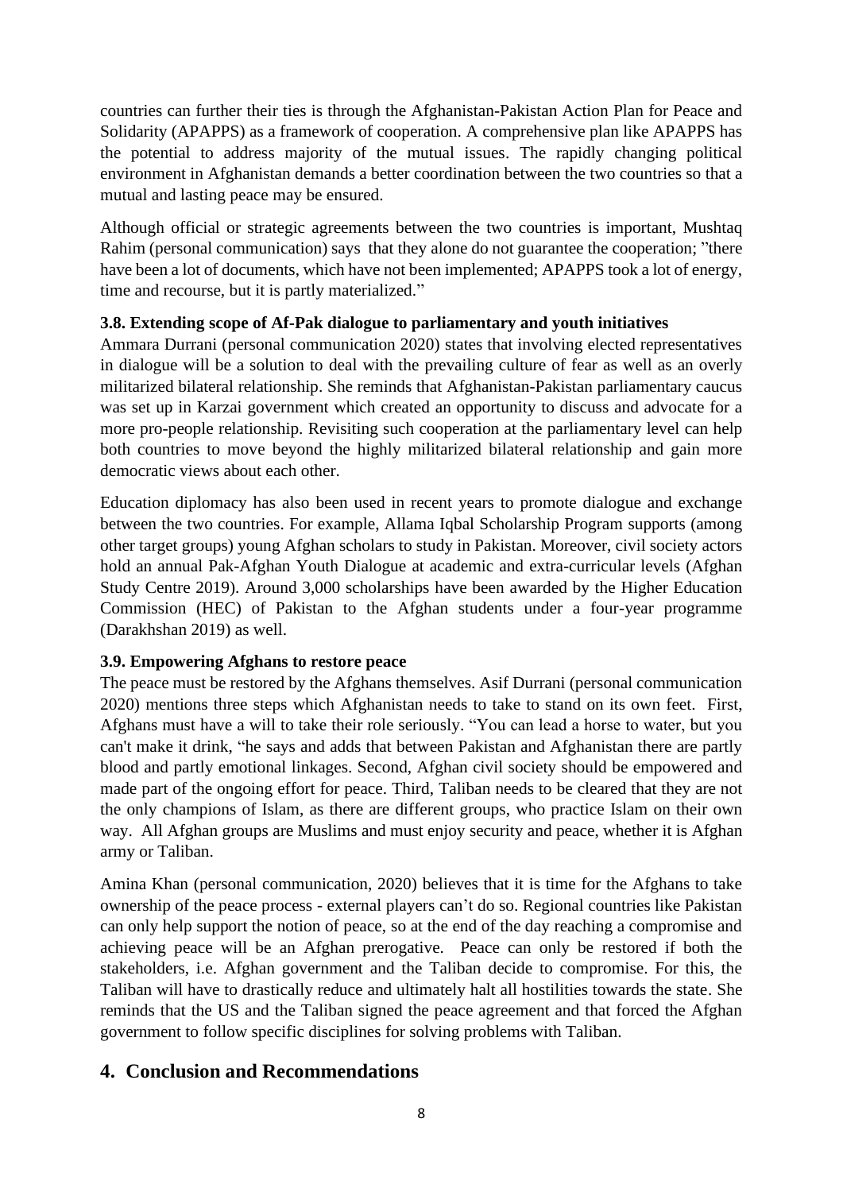countries can further their ties is through the Afghanistan-Pakistan Action Plan for Peace and Solidarity (APAPPS) as a framework of cooperation. A comprehensive plan like APAPPS has the potential to address majority of the mutual issues. The rapidly changing political environment in Afghanistan demands a better coordination between the two countries so that a mutual and lasting peace may be ensured.

Although official or strategic agreements between the two countries is important, Mushtaq Rahim (personal communication) says that they alone do not guarantee the cooperation; "there have been a lot of documents, which have not been implemented; APAPPS took a lot of energy, time and recourse, but it is partly materialized."

### 3.8. Extending scope of Af-Pak dialogue to parliamentary and youth initiatives

Ammara Durrani (personal communication 2020) states that involving elected representatives in dialogue will be a solution to deal with the prevailing culture of fear as well as an overly militarized bilateral relationship. She reminds that Afghanistan-Pakistan parliamentary caucus was set up in Karzai government which created an opportunity to discuss and advocate for a more pro-people relationship. Revisiting such cooperation at the parliamentary level can help both countries to move beyond the highly militarized bilateral relationship and gain more democratic views about each other.

Education diplomacy has also been used in recent years to promote dialogue and exchange between the two countries. For example, Allama Iqbal Scholarship Program supports (among other target groups) young Afghan scholars to study in Pakistan. Moreover, civil society actors hold an annual Pak-Afghan Youth Dialogue at academic and extra-curricular levels (Afghan Study Centre 2019). Around 3,000 scholarships have been awarded by the Higher Education Commission (HEC) of Pakistan to the Afghan students under a four-year programme (Darakhshan 2019) as well.

### 3.9. Empowering Afghans to restore peace

The peace must be restored by the Afghans themselves. Asif Durrani (personal communication 2020) mentions three steps which Afghanistan needs to take to stand on its own feet. First, Afghans must have a will to take their role seriously. "You can lead a horse to water, but you can't make it drink, "he says and adds that between Pakistan and Afghanistan there are partly blood and partly emotional linkages. Second, Afghan civil society should be empowered and made part of the ongoing effort for peace. Third, Taliban needs to be cleared that they are not the only champions of Islam, as there are different groups, who practice Islam on their own way. All Afghan groups are Muslims and must enjoy security and peace, whether it is Afghan army or Taliban.

Amina Khan (personal communication, 2020) believes that it is time for the Afghans to take ownership of the peace process - external players can't do so. Regional countries like Pakistan can only help support the notion of peace, so at the end of the day reaching a compromise and achieving peace will be an Afghan prerogative. Peace can only be restored if both the stakeholders, i.e. Afghan government and the Taliban decide to compromise. For this, the Taliban will have to drastically reduce and ultimately halt all hostilities towards the state. She reminds that the US and the Taliban signed the peace agreement and that forced the Afghan government to follow specific disciplines for solving problems with Taliban.

## 4. Conclusion and Recommendations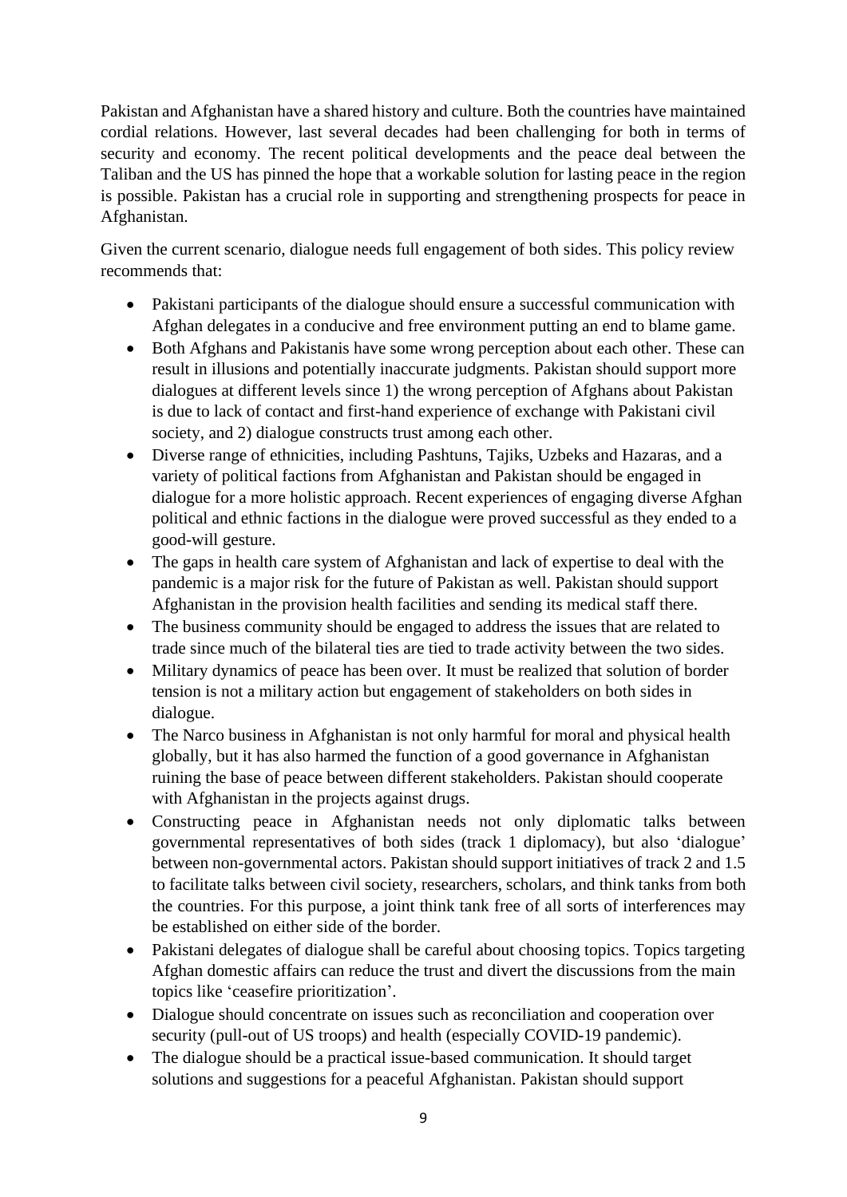Pakistan and Afghanistan have a shared history and culture. Both the countries have maintained cordial relations. However, last several decades had been challenging for both in terms of security and economy. The recent political developments and the peace deal between the Taliban and the US has pinned the hope that a workable solution for lasting peace in the region is possible. Pakistan has a crucial role in supporting and strengthening prospects for peace in Afghanistan.

Given the current scenario, dialogue needs full engagement of both sides. This policy review recommends that:

- Pakistani participants of the dialogue should ensure a successful communication with Afghan delegates in a conducive and free environment putting an end to blame game.
- Both Afghans and Pakistanis have some wrong perception about each other. These can result in illusions and potentially inaccurate judgments. Pakistan should support more dialogues at different levels since 1) the wrong perception of Afghans about Pakistan is due to lack of contact and first-hand experience of exchange with Pakistani civil society, and 2) dialogue constructs trust among each other.
- Diverse range of ethnicities, including Pashtuns, Tajiks, Uzbeks and Hazaras, and a variety of political factions from Afghanistan and Pakistan should be engaged in dialogue for a more holistic approach. Recent experiences of engaging diverse Afghan political and ethnic factions in the dialogue were proved successful as they ended to a good-will gesture.
- The gaps in health care system of Afghanistan and lack of expertise to deal with the pandemic is a major risk for the future of Pakistan as well. Pakistan should support Afghanistan in the provision health facilities and sending its medical staff there.
- The business community should be engaged to address the issues that are related to trade since much of the bilateral ties are tied to trade activity between the two sides.
- Military dynamics of peace has been over. It must be realized that solution of border tension is not a military action but engagement of stakeholders on both sides in dialogue.
- The Narco business in Afghanistan is not only harmful for moral and physical health globally, but it has also harmed the function of a good governance in Afghanistan ruining the base of peace between different stakeholders. Pakistan should cooperate with Afghanistan in the projects against drugs.
- Constructing peace in Afghanistan needs not only diplomatic talks between governmental representatives of both sides (track 1 diplomacy), but also 'dialogue' between non-governmental actors. Pakistan should support initiatives of track 2 and 1.5 to facilitate talks between civil society, researchers, scholars, and think tanks from both the countries. For this purpose, a joint think tank free of all sorts of interferences may be established on either side of the border.
- Pakistani delegates of dialogue shall be careful about choosing topics. Topics targeting Afghan domestic affairs can reduce the trust and divert the discussions from the main topics like 'ceasefire prioritization'.
- Dialogue should concentrate on issues such as reconciliation and cooperation over security (pull-out of US troops) and health (especially COVID-19 pandemic).
- The dialogue should be a practical issue-based communication. It should target solutions and suggestions for a peaceful Afghanistan. Pakistan should support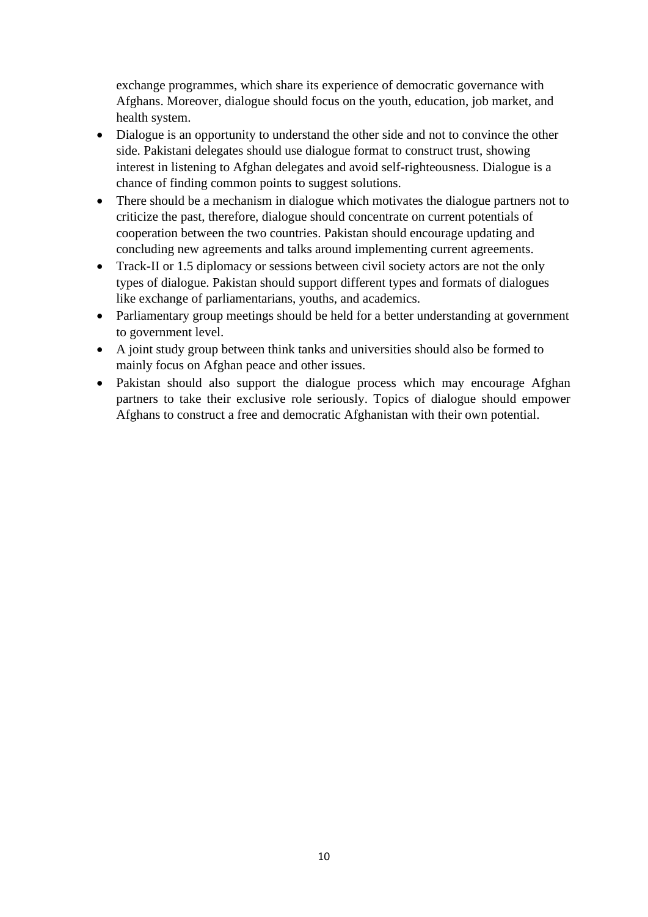exchange programmes, which share its experience of democratic governance with Afghans. Moreover, dialogue should focus on the youth, education, job market, and health system.

- Dialogue is an opportunity to understand the other side and not to convince the other side. Pakistani delegates should use dialogue format to construct trust, showing interest in listening to Afghan delegates and avoid self-righteousness. Dialogue is a chance of finding common points to suggest solutions.
- There should be a mechanism in dialogue which motivates the dialogue partners not to criticize the past, therefore, dialogue should concentrate on current potentials of cooperation between the two countries. Pakistan should encourage updating and concluding new agreements and talks around implementing current agreements.
- Track-II or 1.5 diplomacy or sessions between civil society actors are not the only types of dialogue. Pakistan should support different types and formats of dialogues like exchange of parliamentarians, youths, and academics.
- Parliamentary group meetings should be held for a better understanding at government to government level.
- A joint study group between think tanks and universities should also be formed to mainly focus on Afghan peace and other issues.
- Pakistan should also support the dialogue process which may encourage Afghan partners to take their exclusive role seriously. Topics of dialogue should empower Afghans to construct a free and democratic Afghanistan with their own potential.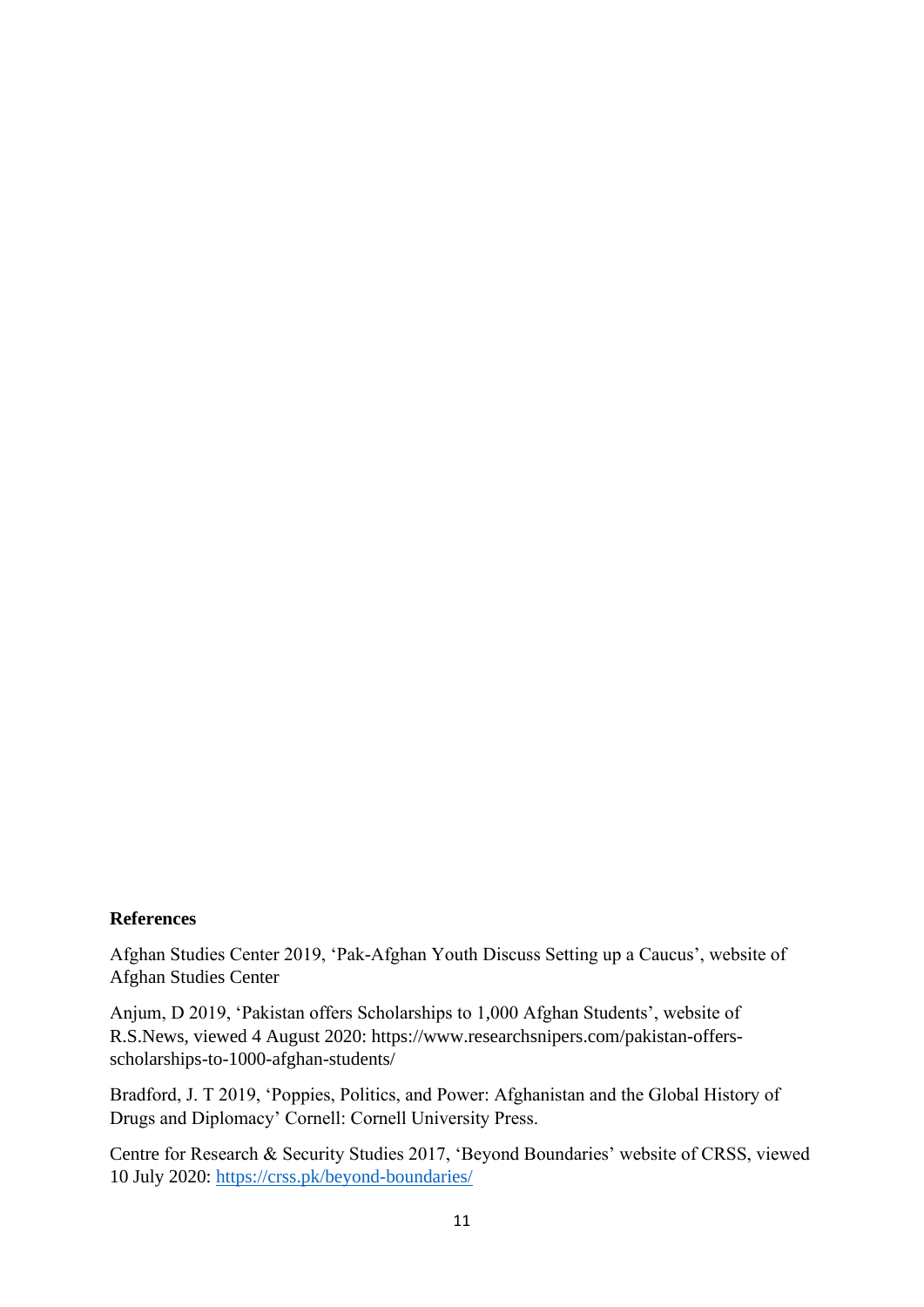**References**

Afghan Studies Center 2019, 'Pak-Afghan Youth Discuss Setting up a Caucus', website of Afghan Studies Center

Anjum, D 2019, 'Pakistan offers Scholarships to 1,000 Afghan Students', website of R.S.News, viewed 4 August 2020: https://www.researchsnipers.com/pakistan-offers-scholarships-to-1000-afghan-students/

Bradford, J. T 2019, 'Poppies, Politics, and Power: Afghanistan and the Global History of Drugs and Diplomacy' Cornell: Cornell University Press.

Centre for Research & Security Studies 2017, 'Beyond Boundaries' website of CRSS, viewed 10 July 2020: https://crss.pk/beyond-boundaries/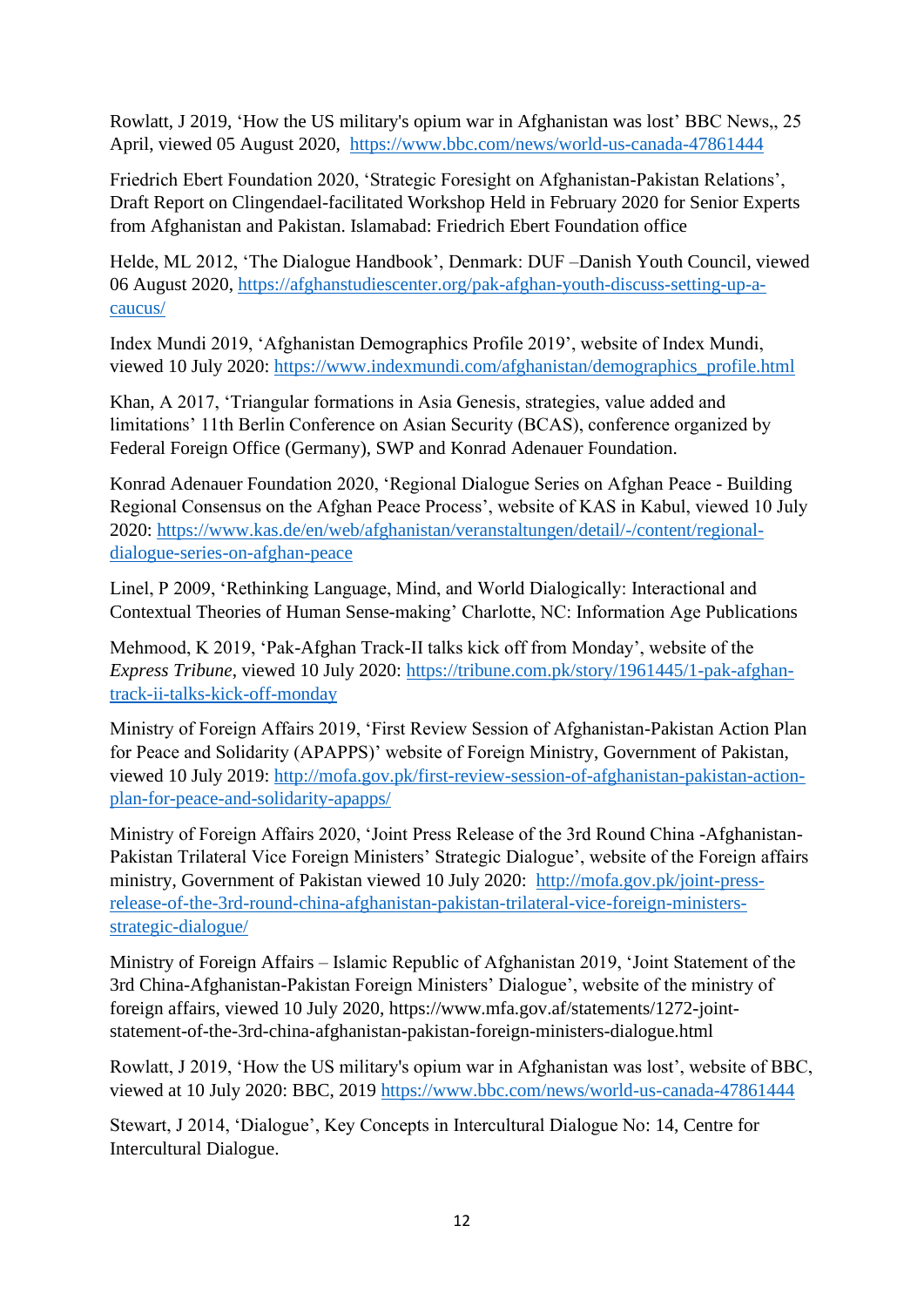Rowlatt, J 2019, 'How the US military's opium war in Afghanistan was lost' BBC News,, 25 April, viewed 05 August 2020, https://www.bbc.com/news/world-us-canada-47861444

Friedrich Ebert Foundation 2020, 'Strategic Foresight on Afghanistan-Pakistan Relations', Draft Report on Clingendael-facilitated Workshop Held in February 2020 for Senior Experts from Afghanistan and Pakistan. Islamabad: Friedrich Ebert Foundation office

Helde, ML 2012, 'The Dialogue Handbook', Denmark: DUF –Danish Youth Council, viewed 06 August 2020, https://afghanstudiescenter.org/pak-afghan-youth-discuss-setting-up-a-caucus/

Index Mundi 2019, 'Afghanistan Demographics Profile 2019', website of Index Mundi, viewed 10 July 2020: https://www.indexmundi.com/afghanistan/demographics_profile.html

Khan, A 2017, 'Triangular formations in Asia Genesis, strategies, value added and limitations' 11th Berlin Conference on Asian Security (BCAS), conference organized by Federal Foreign Office (Germany), SWP and Konrad Adenauer Foundation.

Konrad Adenauer Foundation 2020, 'Regional Dialogue Series on Afghan Peace - Building Regional Consensus on the Afghan Peace Process', website of KAS in Kabul, viewed 10 July 2020: https://www.kas.de/en/web/afghanistan/veranstaltungen/detail/-/content/regional-dialogue-series-on-afghan-peace

Linel, P 2009, 'Rethinking Language, Mind, and World Dialogically: Interactional and Contextual Theories of Human Sense-making' Charlotte, NC: Information Age Publications

Mehmood, K 2019, 'Pak-Afghan Track-II talks kick off from Monday', website of the *Express Tribune*, viewed 10 July 2020: https://tribune.com.pk/story/1961445/1-pak-afghan-track-ii-talks-kick-off-monday

Ministry of Foreign Affairs 2019, 'First Review Session of Afghanistan-Pakistan Action Plan for Peace and Solidarity (APAPPS)' website of Foreign Ministry, Government of Pakistan, viewed 10 July 2019: http://mofa.gov.pk/first-review-session-of-afghanistan-pakistan-action-plan-for-peace-and-solidarity-apapps/

Ministry of Foreign Affairs 2020, 'Joint Press Release of the 3rd Round China -Afghanistan-Pakistan Trilateral Vice Foreign Ministers' Strategic Dialogue', website of the Foreign affairs ministry, Government of Pakistan viewed 10 July 2020: http://mofa.gov.pk/joint-press-release-of-the-3rd-round-china-afghanistan-pakistan-trilateral-vice-foreign-ministers-strategic-dialogue/

Ministry of Foreign Affairs – Islamic Republic of Afghanistan 2019, 'Joint Statement of the 3rd China-Afghanistan-Pakistan Foreign Ministers' Dialogue', website of the ministry of foreign affairs, viewed 10 July 2020, https://www.mfa.gov.af/statements/1272-joint-statement-of-the-3rd-china-afghanistan-pakistan-foreign-ministers-dialogue.html

Rowlatt, J 2019, 'How the US military's opium war in Afghanistan was lost', website of BBC, viewed at 10 July 2020: BBC, 2019 https://www.bbc.com/news/world-us-canada-47861444

Stewart, J 2014, 'Dialogue', Key Concepts in Intercultural Dialogue No: 14, Centre for Intercultural Dialogue.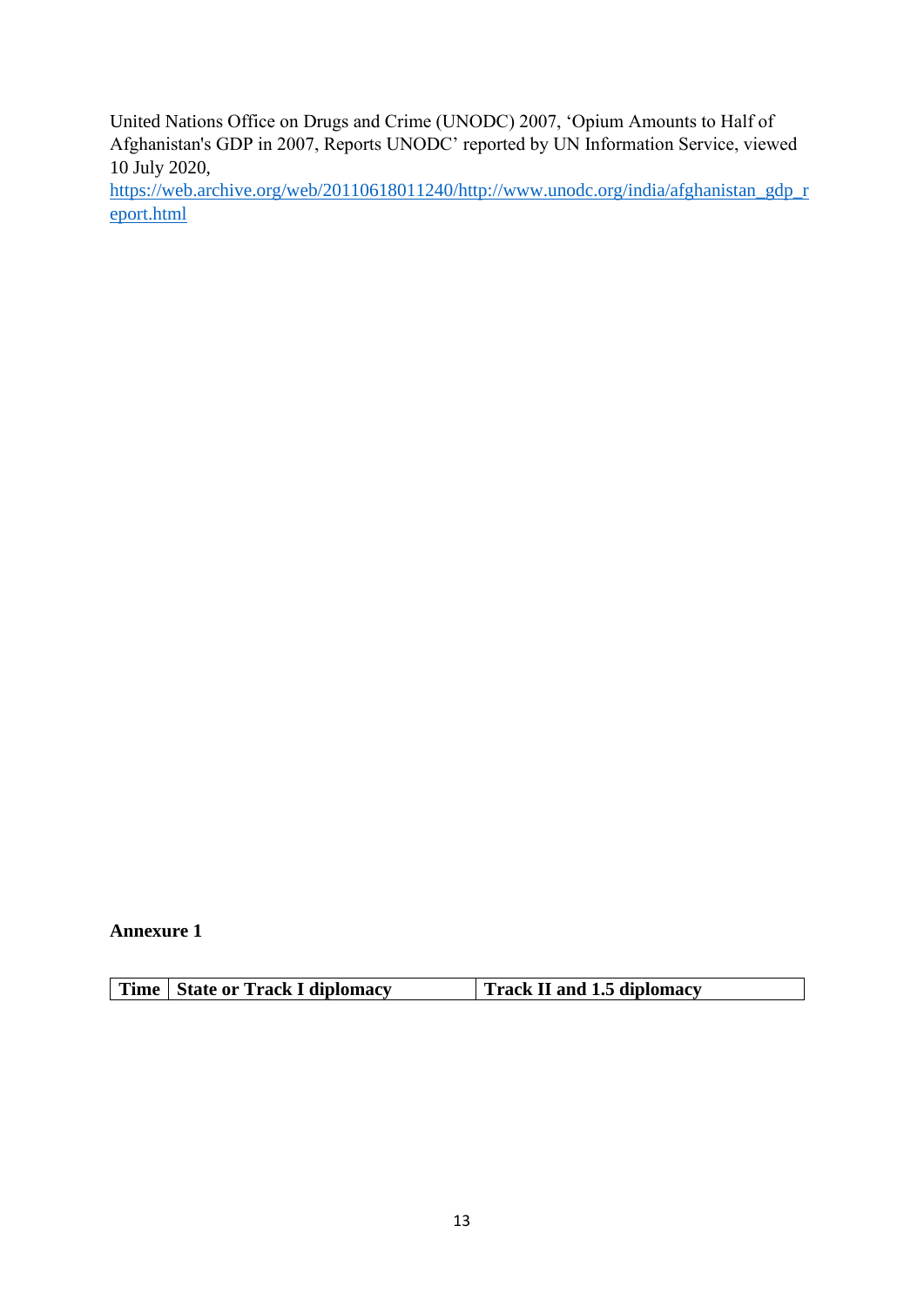United Nations Office on Drugs and Crime (UNODC) 2007, 'Opium Amounts to Half of Afghanistan's GDP in 2007, Reports UNODC' reported by UN Information Service, viewed 10 July 2020, https://web.archive.org/web/20110618011240/http://www.unodc.org/india/afghanistan_gdp_report.html

**Annexure 1**

| Time | State or Track I diplomacy | Track II and 1.5 diplomacy |
|---|---|---|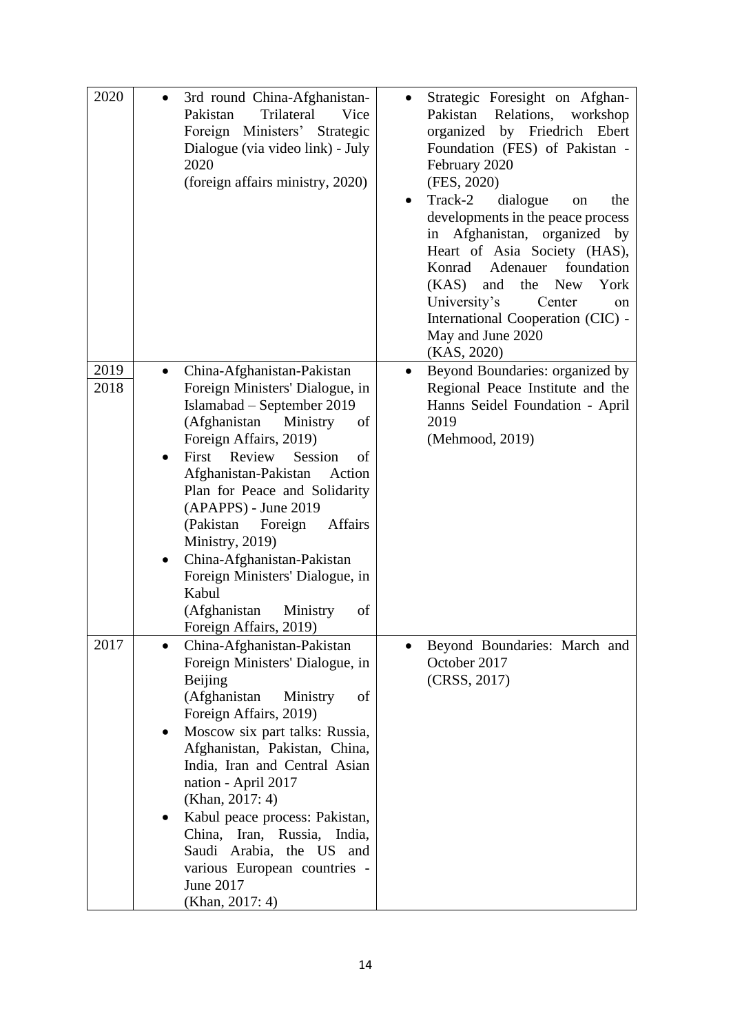| | | |
|---|---|---|
| 2020 | • 3rd round China-Afghanistan-Pakistan Trilateral Vice Foreign Ministers' Strategic Dialogue (via video link) - July 2020 (foreign affairs ministry, 2020) | • Strategic Foresight on Afghan-Pakistan Relations, workshop organized by Friedrich Ebert Foundation (FES) of Pakistan - February 2020 (FES, 2020) <br> • Track-2 dialogue on the developments in the peace process in Afghanistan, organized by Heart of Asia Society (HAS), Konrad Adenauer foundation (KAS) and the New York University's Center on International Cooperation (CIC) - May and June 2020 (KAS, 2020) |
| 2019 <br> 2018 | • China-Afghanistan-Pakistan Foreign Ministers' Dialogue, in Islamabad – September 2019 (Afghanistan Ministry of Foreign Affairs, 2019) <br> • First Review Session of Afghanistan-Pakistan Action Plan for Peace and Solidarity (APAPPS) - June 2019 (Pakistan Foreign Affairs Ministry, 2019) <br> • China-Afghanistan-Pakistan Foreign Ministers' Dialogue, in Kabul (Afghanistan Ministry of Foreign Affairs, 2019) | • Beyond Boundaries: organized by Regional Peace Institute and the Hanns Seidel Foundation - April 2019 (Mehmood, 2019) |
| 2017 | • China-Afghanistan-Pakistan Foreign Ministers' Dialogue, in Beijing (Afghanistan Ministry of Foreign Affairs, 2019) <br> • Moscow six part talks: Russia, Afghanistan, Pakistan, China, India, Iran and Central Asian nation - April 2017 (Khan, 2017: 4) <br> • Kabul peace process: Pakistan, China, Iran, Russia, India, Saudi Arabia, the US and various European countries - June 2017 (Khan, 2017: 4) | • Beyond Boundaries: March and October 2017 (CRSS, 2017) |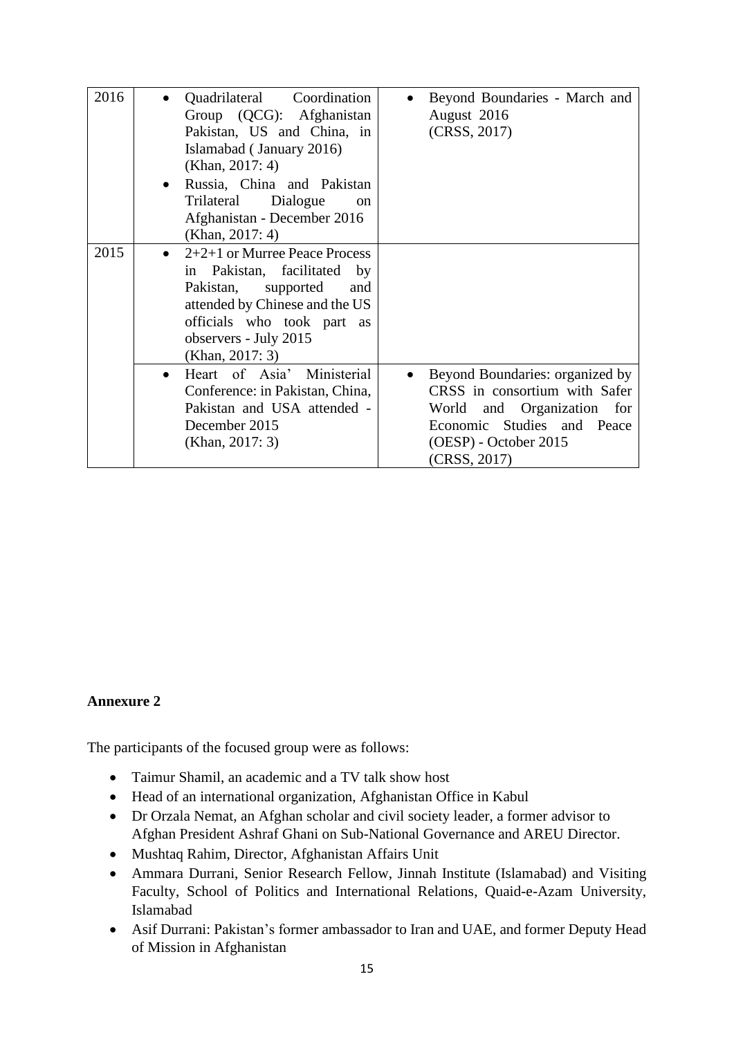| | | |
|---|---|---|
| 2016 | • Quadrilateral Coordination Group (QCG): Afghanistan Pakistan, US and China, in Islamabad ( January 2016) (Khan, 2017: 4)<br>• Russia, China and Pakistan Trilateral Dialogue on Afghanistan - December 2016 (Khan, 2017: 4) | • Beyond Boundaries - March and August 2016 (CRSS, 2017) |
| 2015 | • 2+2+1 or Murree Peace Process in Pakistan, facilitated by Pakistan, supported and attended by Chinese and the US officials who took part as observers - July 2015 (Khan, 2017: 3) | |
| | • Heart of Asia' Ministerial Conference: in Pakistan, China, Pakistan and USA attended - December 2015 (Khan, 2017: 3) | • Beyond Boundaries: organized by CRSS in consortium with Safer World and Organization for Economic Studies and Peace (OESP) - October 2015 (CRSS, 2017) |

**Annexure 2**

The participants of the focused group were as follows:

- Taimur Shamil, an academic and a TV talk show host
- Head of an international organization, Afghanistan Office in Kabul
- Dr Orzala Nemat, an Afghan scholar and civil society leader, a former advisor to Afghan President Ashraf Ghani on Sub-National Governance and AREU Director.
- Mushtaq Rahim, Director, Afghanistan Affairs Unit
- Ammara Durrani, Senior Research Fellow, Jinnah Institute (Islamabad) and Visiting Faculty, School of Politics and International Relations, Quaid-e-Azam University, Islamabad
- Asif Durrani: Pakistan's former ambassador to Iran and UAE, and former Deputy Head of Mission in Afghanistan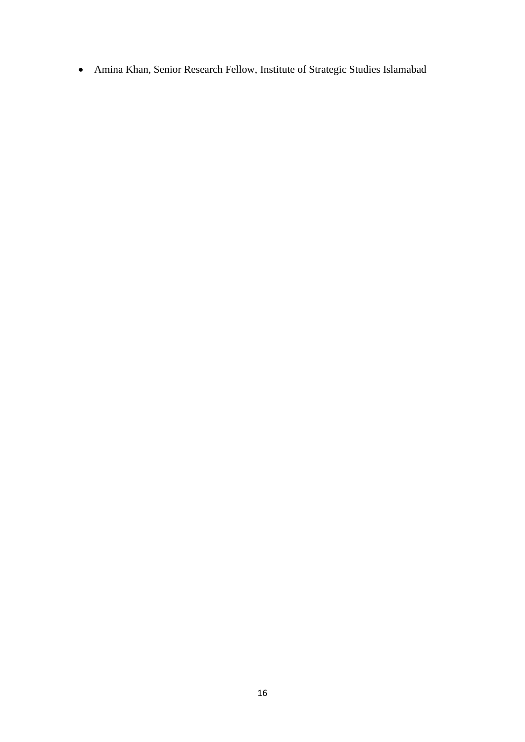- Amina Khan, Senior Research Fellow, Institute of Strategic Studies Islamabad